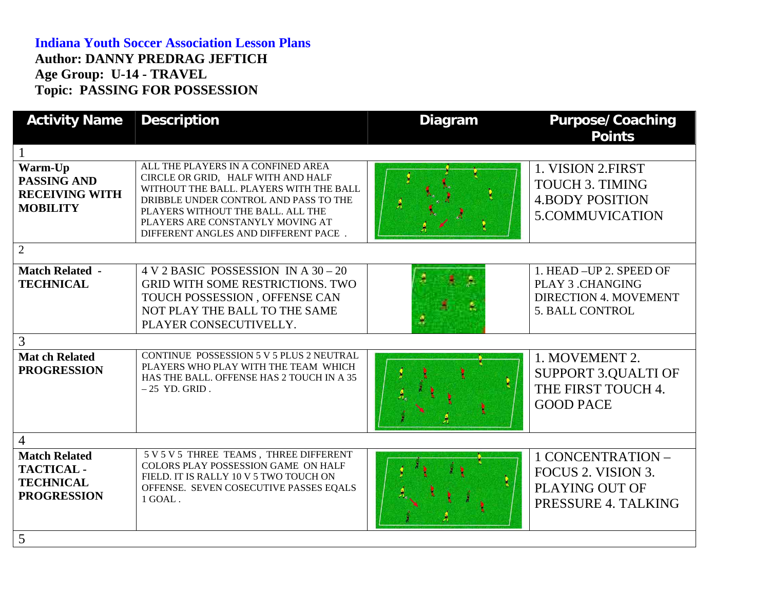**Indiana Youth Soccer Association Lesson Plans**
**Author: DANNY PREDRAG JEFTICH**
**Age Group: U-14 - TRAVEL**
**Topic: PASSING FOR POSSESSION**

| Activity Name | Description | Diagram | Purpose/Coaching Points |
|---|---|---|---|
| 1 | | | |
| **Warm-Up PASSING AND RECEIVING WITH MOBILITY** | ALL THE PLAYERS IN A CONFINED AREA CIRCLE OR GRID, HALF WITH AND HALF WITHOUT THE BALL. PLAYERS WITH THE BALL DRIBBLE UNDER CONTROL AND PASS TO THE PLAYERS WITHOUT THE BALL. ALL THE PLAYERS ARE CONSTANYLY MOVING AT DIFFERENT ANGLES AND DIFFERENT PACE . | | 1. VISION 2.FIRST TOUCH 3. TIMING 4.BODY POSITION 5.COMMUVICATION |
| 2 | | | |
| **Match Related - TECHNICAL** | 4 V 2 BASIC POSSESSION IN A 30 – 20 GRID WITH SOME RESTRICTIONS. TWO TOUCH POSSESSION , OFFENSE CAN NOT PLAY THE BALL TO THE SAME PLAYER CONSECUTIVELLY. | | 1. HEAD –UP 2. SPEED OF PLAY 3 .CHANGING DIRECTION 4. MOVEMENT 5. BALL CONTROL |
| 3 | | | |
| **Mat ch Related PROGRESSION** | CONTINUE POSSESSION 5 V 5 PLUS 2 NEUTRAL PLAYERS WHO PLAY WITH THE TEAM WHICH HAS THE BALL. OFFENSE HAS 2 TOUCH IN A 35 – 25 YD. GRID . | | 1. MOVEMENT 2. SUPPORT 3.QUALTI OF THE FIRST TOUCH 4. GOOD PACE |
| 4 | | | |
| **Match Related TACTICAL - TECHNICAL PROGRESSION** | 5 V 5 V 5 THREE TEAMS , THREE DIFFERENT COLORS PLAY POSSESSION GAME ON HALF FIELD. IT IS RALLY 10 V 5 TWO TOUCH ON OFFENSE. SEVEN COSECUTIVE PASSES EQALS 1 GOAL . | | 1 CONCENTRATION – FOCUS 2. VISION 3. PLAYING OUT OF PRESSURE 4. TALKING |
| 5 | | | |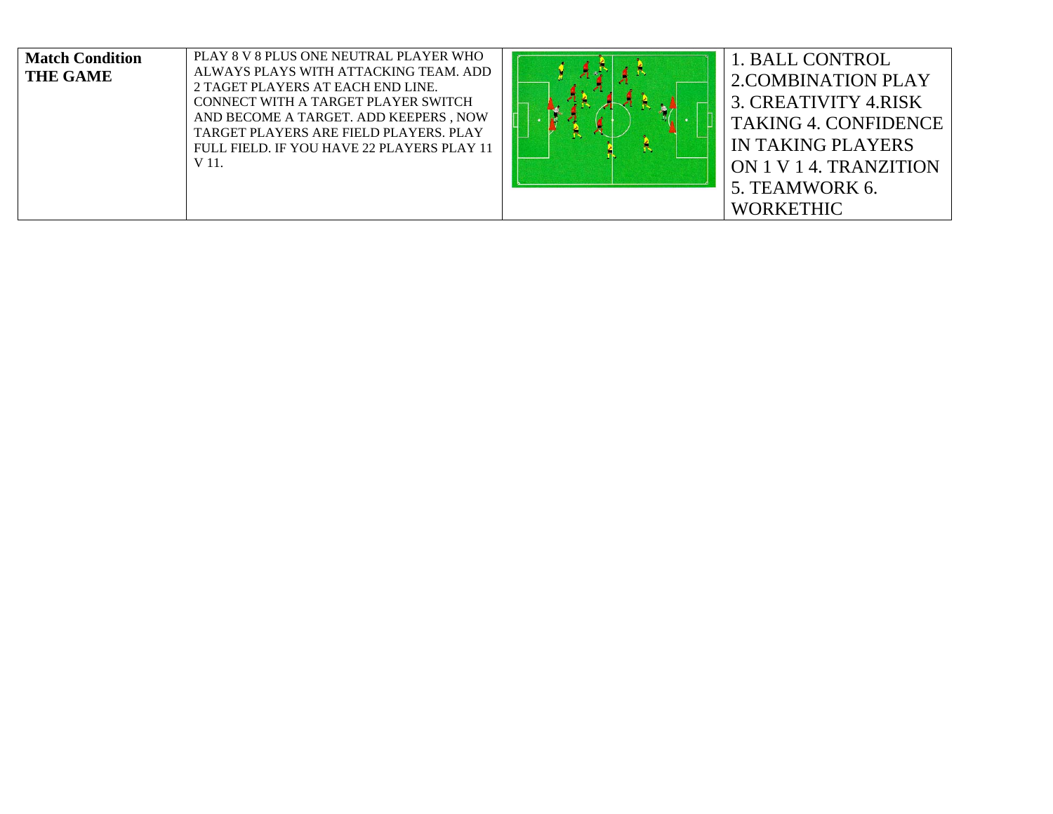| | | | |
|---|---|---|---|
| **Match Condition THE GAME** | PLAY 8 V 8 PLUS ONE NEUTRAL PLAYER WHO ALWAYS PLAYS WITH ATTACKING TEAM. ADD 2 TAGET PLAYERS AT EACH END LINE. CONNECT WITH A TARGET PLAYER SWITCH AND BECOME A TARGET. ADD KEEPERS , NOW TARGET PLAYERS ARE FIELD PLAYERS. PLAY FULL FIELD. IF YOU HAVE 22 PLAYERS PLAY 11 V 11. | | 1. BALL CONTROL 2.COMBINATION PLAY 3. CREATIVITY 4.RISK TAKING 4. CONFIDENCE IN TAKING PLAYERS ON 1 V 1 4. TRANZITION 5. TEAMWORK 6. WORKETHIC |